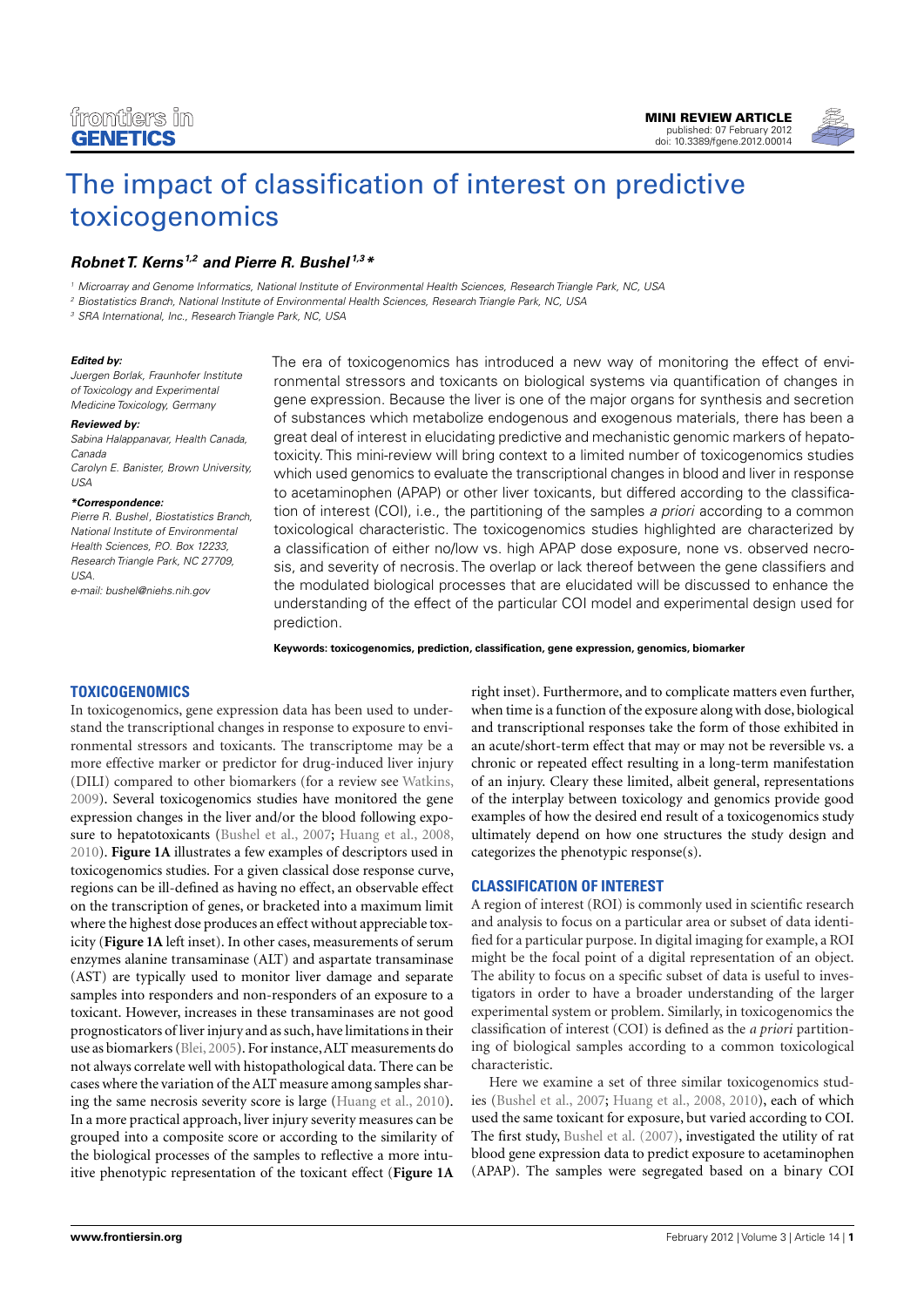MINI REVIEW ARTICLE
published: 07 February 2012
doi: 10.3389/fgene.2012.00014

# The impact of classification of interest on predictive toxicogenomics

***Robnet T. Kerns[1,2] and Pierre R. Bushel[1,3]****

[1] Microarray and Genome Informatics, National Institute of Environmental Health Sciences, Research Triangle Park, NC, USA
[2] Biostatistics Branch, National Institute of Environmental Health Sciences, Research Triangle Park, NC, USA
[3] SRA International, Inc., Research Triangle Park, NC, USA

**Edited by:**
*Juergen Borlak, Fraunhofer Institute of Toxicology and Experimental Medicine Toxicology, Germany*

**Reviewed by:**
*Sabina Halappanavar, Health Canada, Canada*
*Carolyn E. Banister, Brown University, USA*

***Correspondence:**
*Pierre R. Bushel, Biostatistics Branch, National Institute of Environmental Health Sciences, P.O. Box 12233, Research Triangle Park, NC 27709, USA.*
*e-mail: bushel@niehs.nih.gov*

The era of toxicogenomics has introduced a new way of monitoring the effect of environmental stressors and toxicants on biological systems via quantification of changes in gene expression. Because the liver is one of the major organs for synthesis and secretion of substances which metabolize endogenous and exogenous materials, there has been a great deal of interest in elucidating predictive and mechanistic genomic markers of hepatotoxicity. This mini-review will bring context to a limited number of toxicogenomics studies which used genomics to evaluate the transcriptional changes in blood and liver in response to acetaminophen (APAP) or other liver toxicants, but differed according to the classification of interest (COI), i.e., the partitioning of the samples *a priori* according to a common toxicological characteristic. The toxicogenomics studies highlighted are characterized by a classification of either no/low vs. high APAP dose exposure, none vs. observed necrosis, and severity of necrosis. The overlap or lack thereof between the gene classifiers and the modulated biological processes that are elucidated will be discussed to enhance the understanding of the effect of the particular COI model and experimental design used for prediction.

**Keywords: toxicogenomics, prediction, classification, gene expression, genomics, biomarker**

## TOXICOGENOMICS

In toxicogenomics, gene expression data has been used to understand the transcriptional changes in response to exposure to environmental stressors and toxicants. The transcriptome may be a more effective marker or predictor for drug-induced liver injury (DILI) compared to other biomarkers (for a review see Watkins, 2009). Several toxicogenomics studies have monitored the gene expression changes in the liver and/or the blood following exposure to hepatotoxicants (Bushel et al., 2007; Huang et al., 2008, 2010). **Figure 1A** illustrates a few examples of descriptors used in toxicogenomics studies. For a given classical dose response curve, regions can be ill-defined as having no effect, an observable effect on the transcription of genes, or bracketed into a maximum limit where the highest dose produces an effect without appreciable toxicity (**Figure 1A** left inset). In other cases, measurements of serum enzymes alanine transaminase (ALT) and aspartate transaminase (AST) are typically used to monitor liver damage and separate samples into responders and non-responders of an exposure to a toxicant. However, increases in these transaminases are not good prognosticators of liver injury and as such, have limitations in their use as biomarkers (Blei, 2005). For instance, ALT measurements do not always correlate well with histopathological data. There can be cases where the variation of the ALT measure among samples sharing the same necrosis severity score is large (Huang et al., 2010). In a more practical approach, liver injury severity measures can be grouped into a composite score or according to the similarity of the biological processes of the samples to reflective a more intuitive phenotypic representation of the toxicant effect (**Figure 1A** right inset). Furthermore, and to complicate matters even further, when time is a function of the exposure along with dose, biological and transcriptional responses take the form of those exhibited in an acute/short-term effect that may or may not be reversible vs. a chronic or repeated effect resulting in a long-term manifestation of an injury. Cleary these limited, albeit general, representations of the interplay between toxicology and genomics provide good examples of how the desired end result of a toxicogenomics study ultimately depend on how one structures the study design and categorizes the phenotypic response(s).

## CLASSIFICATION OF INTEREST

A region of interest (ROI) is commonly used in scientific research and analysis to focus on a particular area or subset of data identified for a particular purpose. In digital imaging for example, a ROI might be the focal point of a digital representation of an object. The ability to focus on a specific subset of data is useful to investigators in order to have a broader understanding of the larger experimental system or problem. Similarly, in toxicogenomics the classification of interest (COI) is defined as the *a priori* partitioning of biological samples according to a common toxicological characteristic.

Here we examine a set of three similar toxicogenomics studies (Bushel et al., 2007; Huang et al., 2008, 2010), each of which used the same toxicant for exposure, but varied according to COI. The first study, Bushel et al. (2007), investigated the utility of rat blood gene expression data to predict exposure to acetaminophen (APAP). The samples were segregated based on a binary COI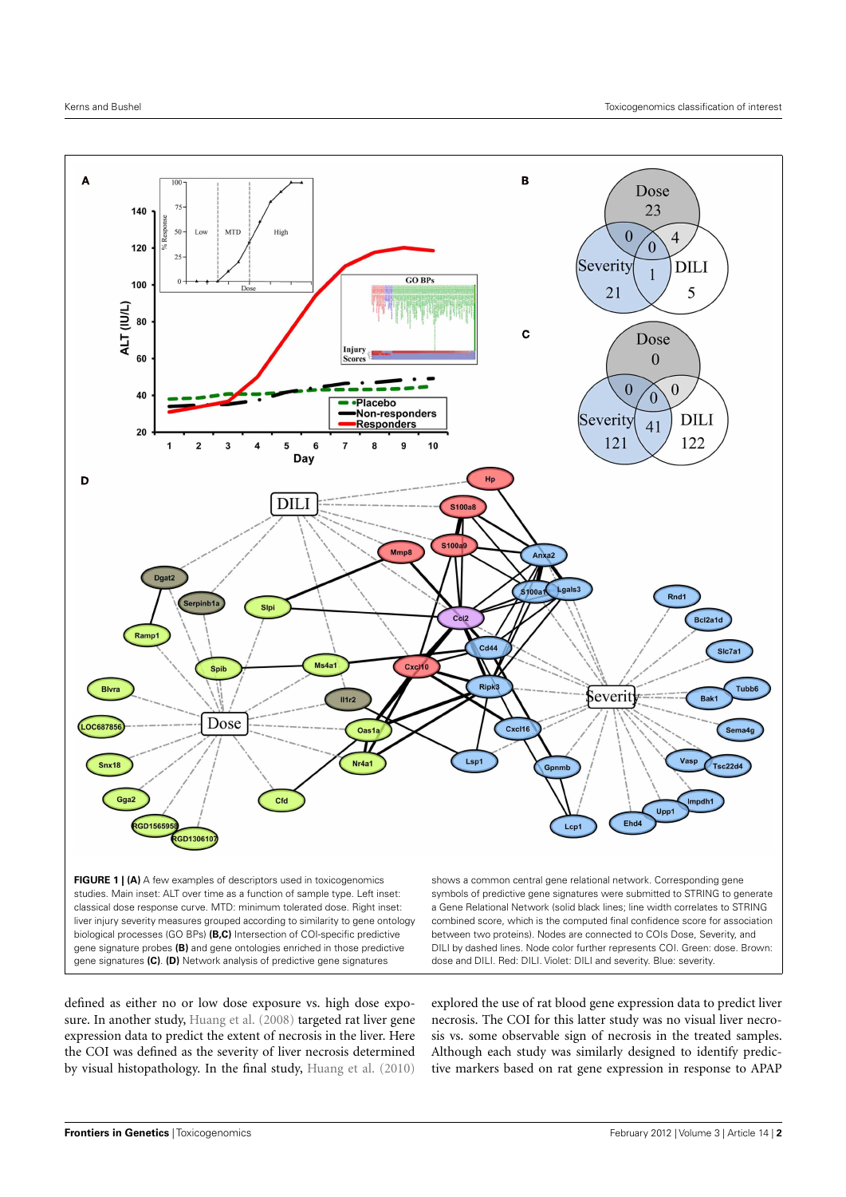**FIGURE 1 | (A)** A few examples of descriptors used in toxicogenomics studies. Main inset: ALT over time as a function of sample type. Left inset: classical dose response curve. MTD: minimum tolerated dose. Right inset: liver injury severity measures grouped according to similarity to gene ontology biological processes (GO BPs) **(B,C)** Intersection of COI-specific predictive gene signature probes **(B)** and gene ontologies enriched in those predictive gene signatures **(C)**. **(D)** Network analysis of predictive gene signatures shows a common central gene relational network. Corresponding gene symbols of predictive gene signatures were submitted to STRING to generate a Gene Relational Network (solid black lines; line width correlates to STRING combined score, which is the computed final confidence score for association between two proteins). Nodes are connected to COIs Dose, Severity, and DILI by dashed lines. Node color further represents COI. Green: dose. Brown: dose and DILI. Red: DILI. Violet: DILI and severity. Blue: severity.

defined as either no or low dose exposure vs. high dose exposure. In another study, Huang et al. (2008) targeted rat liver gene expression data to predict the extent of necrosis in the liver. Here the COI was defined as the severity of liver necrosis determined by visual histopathology. In the final study, Huang et al. (2010) explored the use of rat blood gene expression data to predict liver necrosis. The COI for this latter study was no visual liver necrosis vs. some observable sign of necrosis in the treated samples. Although each study was similarly designed to identify predictive markers based on rat gene expression in response to APAP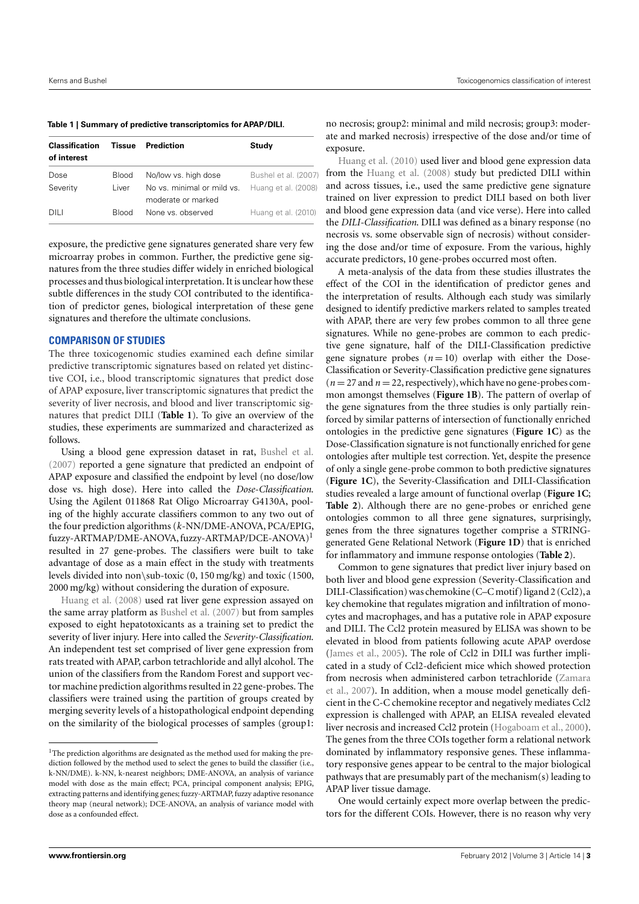**Table 1 | Summary of predictive transcriptomics for APAP/DILI.**

| Classification of interest | Tissue | Prediction | Study |
|---|---|---|---|
| Dose | Blood | No/low vs. high dose | Bushel et al. (2007) |
| Severity | Liver | No vs. minimal or mild vs. moderate or marked | Huang et al. (2008) |
| DILI | Blood | None vs. observed | Huang et al. (2010) |

exposure, the predictive gene signatures generated share very few microarray probes in common. Further, the predictive gene signatures from the three studies differ widely in enriched biological processes and thus biological interpretation. It is unclear how these subtle differences in the study COI contributed to the identification of predictor genes, biological interpretation of these gene signatures and therefore the ultimate conclusions.

## COMPARISON OF STUDIES

The three toxicogenomic studies examined each define similar predictive transcriptomic signatures based on related yet distinctive COI, i.e., blood transcriptomic signatures that predict dose of APAP exposure, liver transcriptomic signatures that predict the severity of liver necrosis, and blood and liver transcriptomic signatures that predict DILI (**Table 1**). To give an overview of the studies, these experiments are summarized and characterized as follows.

Using a blood gene expression dataset in rat, Bushel et al. (2007) reported a gene signature that predicted an endpoint of APAP exposure and classified the endpoint by level (no dose/low dose vs. high dose). Here into called the *Dose-Classification*. Using the Agilent 011868 Rat Oligo Microarray G4130A, pooling of the highly accurate classifiers common to any two out of the four prediction algorithms (*k*-NN/DME-ANOVA, PCA/EPIG, fuzzy-ARTMAP/DME-ANOVA, fuzzy-ARTMAP/DCE-ANOVA)[1] resulted in 27 gene-probes. The classifiers were built to take advantage of dose as a main effect in the study with treatments levels divided into non\sub-toxic (0, 150 mg/kg) and toxic (1500, 2000 mg/kg) without considering the duration of exposure.

Huang et al. (2008) used rat liver gene expression assayed on the same array platform as Bushel et al. (2007) but from samples exposed to eight hepatotoxicants as a training set to predict the severity of liver injury. Here into called the *Severity-Classification*. An independent test set comprised of liver gene expression from rats treated with APAP, carbon tetrachloride and allyl alcohol. The union of the classifiers from the Random Forest and support vector machine prediction algorithms resulted in 22 gene-probes. The classifiers were trained using the partition of groups created by merging severity levels of a histopathological endpoint depending on the similarity of the biological processes of samples (group1: no necrosis; group2: minimal and mild necrosis; group3: moderate and marked necrosis) irrespective of the dose and/or time of exposure.

Huang et al. (2010) used liver and blood gene expression data from the Huang et al. (2008) study but predicted DILI within and across tissues, i.e., used the same predictive gene signature trained on liver expression to predict DILI based on both liver and blood gene expression data (and vice verse). Here into called the *DILI-Classification*. DILI was defined as a binary response (no necrosis vs. some observable sign of necrosis) without considering the dose and/or time of exposure. From the various, highly accurate predictors, 10 gene-probes occurred most often.

A meta-analysis of the data from these studies illustrates the effect of the COI in the identification of predictor genes and the interpretation of results. Although each study was similarly designed to identify predictive markers related to samples treated with APAP, there are very few probes common to all three gene signatures. While no gene-probes are common to each predictive gene signature, half of the DILI-Classification predictive gene signature probes ($n = 10$) overlap with either the Dose-Classification or Severity-Classification predictive gene signatures ($n = 27$ and $n = 22$, respectively), which have no gene-probes common amongst themselves (**Figure 1B**). The pattern of overlap of the gene signatures from the three studies is only partially reinforced by similar patterns of intersection of functionally enriched ontologies in the predictive gene signatures (**Figure 1C**) as the Dose-Classification signature is not functionally enriched for gene ontologies after multiple test correction. Yet, despite the presence of only a single gene-probe common to both predictive signatures (**Figure 1C**), the Severity-Classification and DILI-Classification studies revealed a large amount of functional overlap (**Figure 1C**; **Table 2**). Although there are no gene-probes or enriched gene ontologies common to all three gene signatures, surprisingly, genes from the three signatures together comprise a STRING-generated Gene Relational Network (**Figure 1D**) that is enriched for inflammatory and immune response ontologies (**Table 2**).

Common to gene signatures that predict liver injury based on both liver and blood gene expression (Severity-Classification and DILI-Classification) was chemokine (C–C motif) ligand 2 (Ccl2), a key chemokine that regulates migration and infiltration of monocytes and macrophages, and has a putative role in APAP exposure and DILI. The Ccl2 protein measured by ELISA was shown to be elevated in blood from patients following acute APAP overdose (James et al., 2005). The role of Ccl2 in DILI was further implicated in a study of Ccl2-deficient mice which showed protection from necrosis when administered carbon tetrachloride (Zamara et al., 2007). In addition, when a mouse model genetically deficient in the C-C chemokine receptor and negatively mediates Ccl2 expression is challenged with APAP, an ELISA revealed elevated liver necrosis and increased Ccl2 protein (Hogaboam et al., 2000). The genes from the three COIs together form a relational network dominated by inflammatory responsive genes. These inflammatory responsive genes appear to be central to the major biological pathways that are presumably part of the mechanism(s) leading to APAP liver tissue damage.

One would certainly expect more overlap between the predictors for the different COIs. However, there is no reason why very

[1]The prediction algorithms are designated as the method used for making the prediction followed by the method used to select the genes to build the classifier (i.e., k-NN/DME). k-NN, k-nearest neighbors; DME-ANOVA, an analysis of variance model with dose as the main effect; PCA, principal component analysis; EPIG, extracting patterns and identifying genes; fuzzy-ARTMAP, fuzzy adaptive resonance theory map (neural network); DCE-ANOVA, an analysis of variance model with dose as a confounded effect.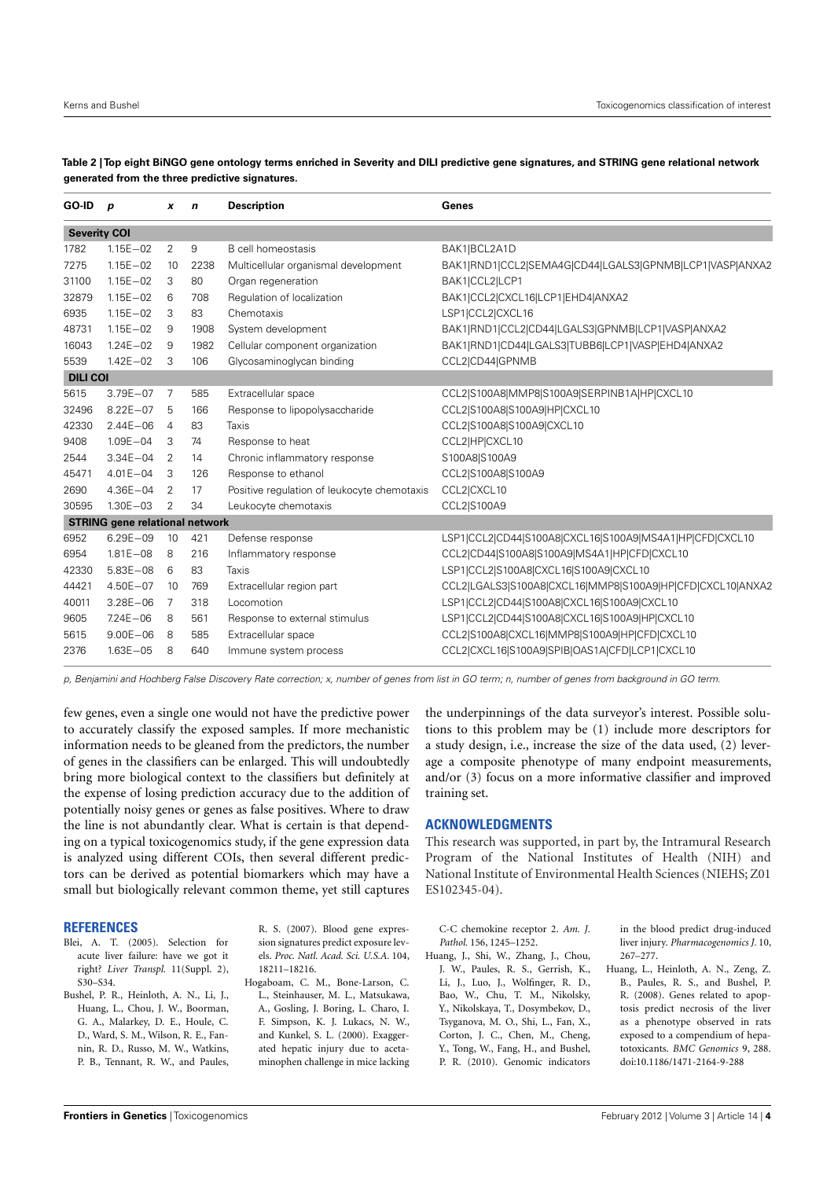**Table 2 | Top eight BiNGO gene ontology terms enriched in Severity and DILI predictive gene signatures, and STRING gene relational network generated from the three predictive signatures.**

| GO-ID | *p* | *x* | *n* | Description | Genes |
|---|---|---|---|---|---|
| **Severity COI** | | | | | |
| 1782 | 1.15E−02 | 2 | 9 | B cell homeostasis | BAK1\|BCL2A1D |
| 7275 | 1.15E−02 | 10 | 2238 | Multicellular organismal development | BAK1\|RND1\|CCL2\|SEMA4G\|CD44\|LGALS3\|GPNMB\|LCP1\|VASP\|ANXA2 |
| 31100 | 1.15E−02 | 3 | 80 | Organ regeneration | BAK1\|CCL2\|LCP1 |
| 32879 | 1.15E−02 | 6 | 708 | Regulation of localization | BAK1\|CCL2\|CXCL16\|LCP1\|EHD4\|ANXA2 |
| 6935 | 1.15E−02 | 3 | 83 | Chemotaxis | LSP1\|CCL2\|CXCL16 |
| 48731 | 1.15E−02 | 9 | 1908 | System development | BAK1\|RND1\|CCL2\|CD44\|LGALS3\|GPNMB\|LCP1\|VASP\|ANXA2 |
| 16043 | 1.24E−02 | 9 | 1982 | Cellular component organization | BAK1\|RND1\|CD44\|LGALS3\|TUBB6\|LCP1\|VASP\|EHD4\|ANXA2 |
| 5539 | 1.42E−02 | 3 | 106 | Glycosaminoglycan binding | CCL2\|CD44\|GPNMB |
| **DILI COI** | | | | | |
| 5615 | 3.79E−07 | 7 | 585 | Extracellular space | CCL2\|S100A8\|MMP8\|S100A9\|SERPINB1A\|HP\|CXCL10 |
| 32496 | 8.22E−07 | 5 | 166 | Response to lipopolysaccharide | CCL2\|S100A8\|S100A9\|HP\|CXCL10 |
| 42330 | 2.44E−06 | 4 | 83 | Taxis | CCL2\|S100A8\|S100A9\|CXCL10 |
| 9408 | 1.09E−04 | 3 | 74 | Response to heat | CCL2\|HP\|CXCL10 |
| 2544 | 3.34E−04 | 2 | 14 | Chronic inflammatory response | S100A8\|S100A9 |
| 45471 | 4.01E−04 | 3 | 126 | Response to ethanol | CCL2\|S100A8\|S100A9 |
| 2690 | 4.36E−04 | 2 | 17 | Positive regulation of leukocyte chemotaxis | CCL2\|CXCL10 |
| 30595 | 1.30E−03 | 2 | 34 | Leukocyte chemotaxis | CCL2\|S100A9 |
| **STRING gene relational network** | | | | | |
| 6952 | 6.29E−09 | 10 | 421 | Defense response | LSP1\|CCL2\|CD44\|S100A8\|CXCL16\|S100A9\|MS4A1\|HP\|CFD\|CXCL10 |
| 6954 | 1.81E−08 | 8 | 216 | Inflammatory response | CCL2\|CD44\|S100A8\|S100A9\|MS4A1\|HP\|CFD\|CXCL10 |
| 42330 | 5.83E−08 | 6 | 83 | Taxis | LSP1\|CCL2\|S100A8\|CXCL16\|S100A9\|CXCL10 |
| 44421 | 4.50E−07 | 10 | 769 | Extracellular region part | CCL2\|LGALS3\|S100A8\|CXCL16\|MMP8\|S100A9\|HP\|CFD\|CXCL10\|ANXA2 |
| 40011 | 3.28E−06 | 7 | 318 | Locomotion | LSP1\|CCL2\|CD44\|S100A8\|CXCL16\|S100A9\|CXCL10 |
| 9605 | 7.24E−06 | 8 | 561 | Response to external stimulus | LSP1\|CCL2\|CD44\|S100A8\|CXCL16\|S100A9\|HP\|CXCL10 |
| 5615 | 9.00E−06 | 8 | 585 | Extracellular space | CCL2\|S100A8\|CXCL16\|MMP8\|S100A9\|HP\|CFD\|CXCL10 |
| 2376 | 1.63E−05 | 8 | 640 | Immune system process | CCL2\|CXCL16\|S100A9\|SPIB\|OAS1A\|CFD\|LCP1\|CXCL10 |

*p, Benjamini and Hochberg False Discovery Rate correction; x, number of genes from list in GO term; n, number of genes from background in GO term.*

few genes, even a single one would not have the predictive power to accurately classify the exposed samples. If more mechanistic information needs to be gleaned from the predictors, the number of genes in the classifiers can be enlarged. This will undoubtedly bring more biological context to the classifiers but definitely at the expense of losing prediction accuracy due to the addition of potentially noisy genes or genes as false positives. Where to draw the line is not abundantly clear. What is certain is that depending on a typical toxicogenomics study, if the gene expression data is analyzed using different COIs, then several different predictors can be derived as potential biomarkers which may have a small but biologically relevant common theme, yet still captures the underpinnings of the data surveyor's interest. Possible solutions to this problem may be (1) include more descriptors for a study design, i.e., increase the size of the data used, (2) leverage a composite phenotype of many endpoint measurements, and/or (3) focus on a more informative classifier and improved training set.

## ACKNOWLEDGMENTS

This research was supported, in part by, the Intramural Research Program of the National Institutes of Health (NIH) and National Institute of Environmental Health Sciences (NIEHS; Z01 ES102345-04).

## REFERENCES

Blei, A. T. (2005). Selection for acute liver failure: have we got it right? *Liver Transpl.* 11(Suppl. 2), S30–S34.

Bushel, P. R., Heinloth, A. N., Li, J., Huang, L., Chou, J. W., Boorman, G. A., Malarkey, D. E., Houle, C. D., Ward, S. M., Wilson, R. E., Fannin, R. D., Russo, M. W., Watkins, P. B., Tennant, R. W., and Paules, R. S. (2007). Blood gene expression signatures predict exposure levels. *Proc. Natl. Acad. Sci. U.S.A.* 104, 18211–18216.

Hogaboam, C. M., Bone-Larson, C. L., Steinhauser, M. L., Matsukawa, A., Gosling, J. Boring, L. Charo, I. F. Simpson, K. J. Lukacs, N. W., and Kunkel, S. L. (2000). Exaggerated hepatic injury due to acetaminophen challenge in mice lacking C-C chemokine receptor 2. *Am. J. Pathol.* 156, 1245–1252.

Huang, J., Shi, W., Zhang, J., Chou, J. W., Paules, R. S., Gerrish, K., Li, J., Luo, J., Wolfinger, R. D., Bao, W., Chu, T. M., Nikolsky, Y., Nikolskaya, T., Dosymbekov, D., Tsyganova, M. O., Shi, L., Fan, X., Corton, J. C., Chen, M., Cheng, Y., Tong, W., Fang, H., and Bushel, P. R. (2010). Genomic indicators in the blood predict drug-induced liver injury. *Pharmacogenomics J.* 10, 267–277.

Huang, L., Heinloth, A. N., Zeng, Z. B., Paules, R. S., and Bushel, P. R. (2008). Genes related to apoptosis predict necrosis of the liver as a phenotype observed in rats exposed to a compendium of hepatotoxicants. *BMC Genomics* 9, 288. doi:10.1186/1471-2164-9-288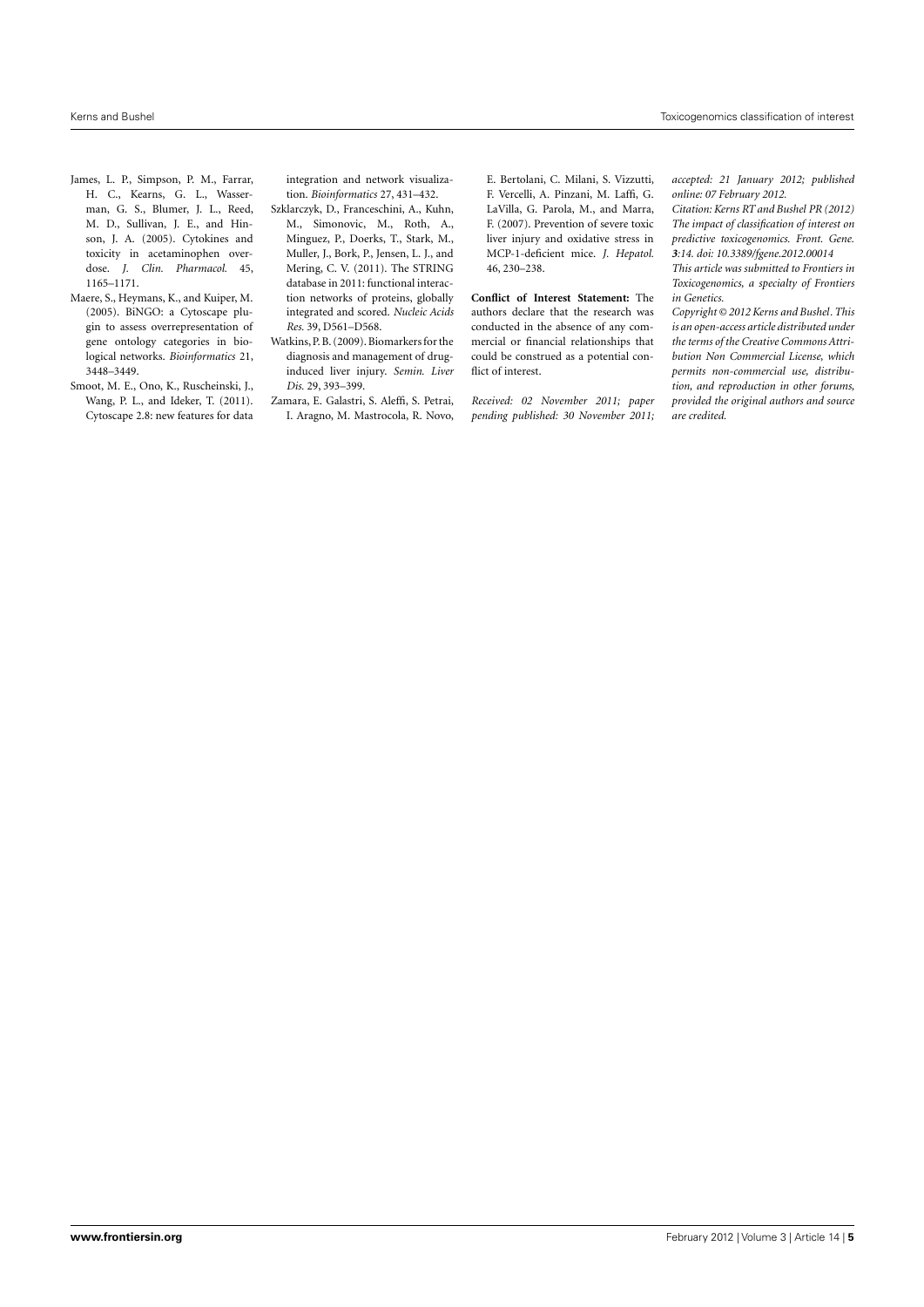James, L. P., Simpson, P. M., Farrar, H. C., Kearns, G. L., Wasserman, G. S., Blumer, J. L., Reed, M. D., Sullivan, J. E., and Hinson, J. A. (2005). Cytokines and toxicity in acetaminophen overdose. *J. Clin. Pharmacol.* 45, 1165–1171.

Maere, S., Heymans, K., and Kuiper, M. (2005). BiNGO: a Cytoscape plugin to assess overrepresentation of gene ontology categories in biological networks. *Bioinformatics* 21, 3448–3449.

Smoot, M. E., Ono, K., Ruscheinski, J., Wang, P. L., and Ideker, T. (2011). Cytoscape 2.8: new features for data integration and network visualization. *Bioinformatics* 27, 431–432.

Szklarczyk, D., Franceschini, A., Kuhn, M., Simonovic, M., Roth, A., Minguez, P., Doerks, T., Stark, M., Muller, J., Bork, P., Jensen, L. J., and Mering, C. V. (2011). The STRING database in 2011: functional interaction networks of proteins, globally integrated and scored. *Nucleic Acids Res.* 39, D561–D568.

Watkins, P. B. (2009). Biomarkers for the diagnosis and management of drug-induced liver injury. *Semin. Liver Dis.* 29, 393–399.

Zamara, E. Galastri, S. Aleffi, S. Petrai, I. Aragno, M. Mastrocola, R. Novo, E. Bertolani, C. Milani, S. Vizzutti, F. Vercelli, A. Pinzani, M. Laffi, G. LaVilla, G. Parola, M., and Marra, F. (2007). Prevention of severe toxic liver injury and oxidative stress in MCP-1-deficient mice. *J. Hepatol.* 46, 230–238.

**Conflict of Interest Statement:** The authors declare that the research was conducted in the absence of any commercial or financial relationships that could be construed as a potential conflict of interest.

*Received: 02 November 2011; paper pending published: 30 November 2011; accepted: 21 January 2012; published online: 07 February 2012.*

*Citation: Kerns RT and Bushel PR (2012) The impact of classification of interest on predictive toxicogenomics. Front. Gene.* ***3****:14. doi: 10.3389/fgene.2012.00014*

*This article was submitted to Frontiers in Toxicogenomics, a specialty of Frontiers in Genetics.*

*Copyright © 2012 Kerns and Bushel. This is an open-access article distributed under the terms of the Creative Commons Attribution Non Commercial License, which permits non-commercial use, distribution, and reproduction in other forums, provided the original authors and source are credited.*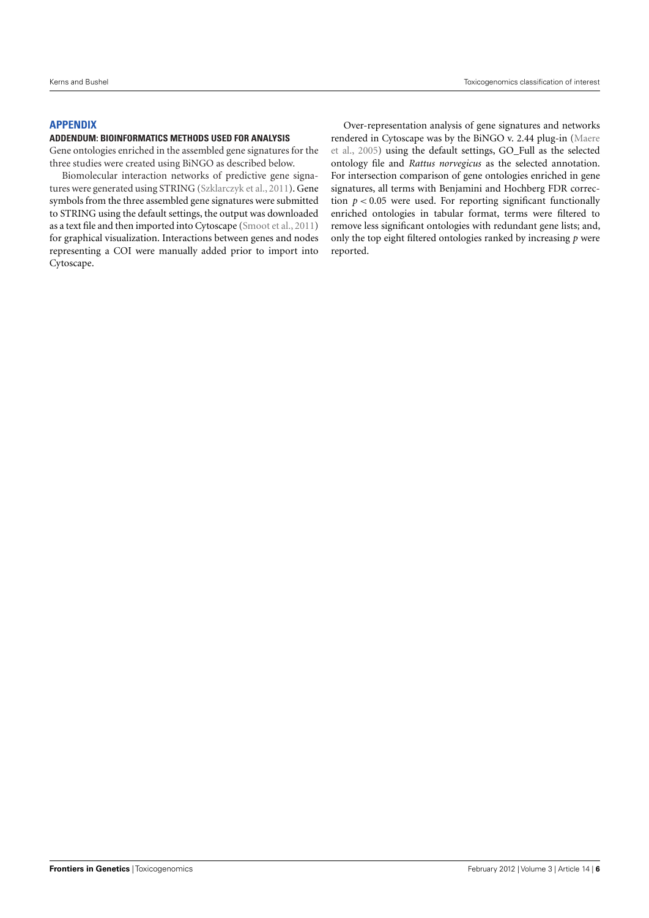## APPENDIX

### ADDENDUM: BIOINFORMATICS METHODS USED FOR ANALYSIS

Gene ontologies enriched in the assembled gene signatures for the three studies were created using BiNGO as described below.

Biomolecular interaction networks of predictive gene signatures were generated using STRING (Szklarczyk et al., 2011). Gene symbols from the three assembled gene signatures were submitted to STRING using the default settings, the output was downloaded as a text file and then imported into Cytoscape (Smoot et al., 2011) for graphical visualization. Interactions between genes and nodes representing a COI were manually added prior to import into Cytoscape.

Over-representation analysis of gene signatures and networks rendered in Cytoscape was by the BiNGO v. 2.44 plug-in (Maere et al., 2005) using the default settings, GO_Full as the selected ontology file and *Rattus norvegicus* as the selected annotation. For intersection comparison of gene ontologies enriched in gene signatures, all terms with Benjamini and Hochberg FDR correction $p < 0.05$ were used. For reporting significant functionally enriched ontologies in tabular format, terms were filtered to remove less significant ontologies with redundant gene lists; and, only the top eight filtered ontologies ranked by increasing $p$ were reported.